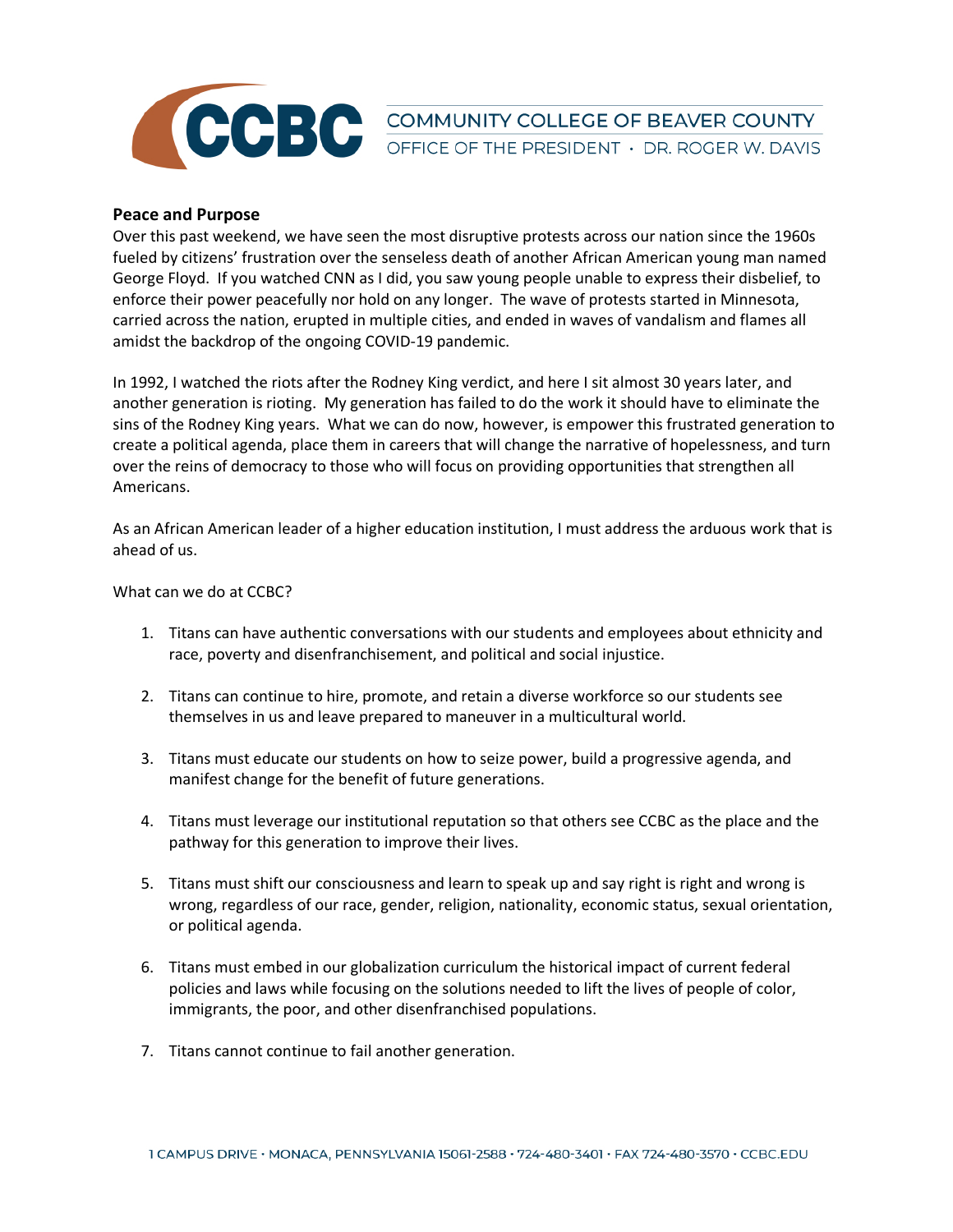CCBC COMMUNITY COLLEGE OF BEAVER COUNTY
OFFICE OF THE PRESIDENT · DR. ROGER W. DAVIS

**Peace and Purpose**

Over this past weekend, we have seen the most disruptive protests across our nation since the 1960s fueled by citizens' frustration over the senseless death of another African American young man named George Floyd. If you watched CNN as I did, you saw young people unable to express their disbelief, to enforce their power peacefully nor hold on any longer. The wave of protests started in Minnesota, carried across the nation, erupted in multiple cities, and ended in waves of vandalism and flames all amidst the backdrop of the ongoing COVID-19 pandemic.

In 1992, I watched the riots after the Rodney King verdict, and here I sit almost 30 years later, and another generation is rioting. My generation has failed to do the work it should have to eliminate the sins of the Rodney King years. What we can do now, however, is empower this frustrated generation to create a political agenda, place them in careers that will change the narrative of hopelessness, and turn over the reins of democracy to those who will focus on providing opportunities that strengthen all Americans.

As an African American leader of a higher education institution, I must address the arduous work that is ahead of us.

What can we do at CCBC?

1. Titans can have authentic conversations with our students and employees about ethnicity and race, poverty and disenfranchisement, and political and social injustice.

2. Titans can continue to hire, promote, and retain a diverse workforce so our students see themselves in us and leave prepared to maneuver in a multicultural world.

3. Titans must educate our students on how to seize power, build a progressive agenda, and manifest change for the benefit of future generations.

4. Titans must leverage our institutional reputation so that others see CCBC as the place and the pathway for this generation to improve their lives.

5. Titans must shift our consciousness and learn to speak up and say right is right and wrong is wrong, regardless of our race, gender, religion, nationality, economic status, sexual orientation, or political agenda.

6. Titans must embed in our globalization curriculum the historical impact of current federal policies and laws while focusing on the solutions needed to lift the lives of people of color, immigrants, the poor, and other disenfranchised populations.

7. Titans cannot continue to fail another generation.

1 CAMPUS DRIVE · MONACA, PENNSYLVANIA 15061-2588 · 724-480-3401 · FAX 724-480-3570 · CCBC.EDU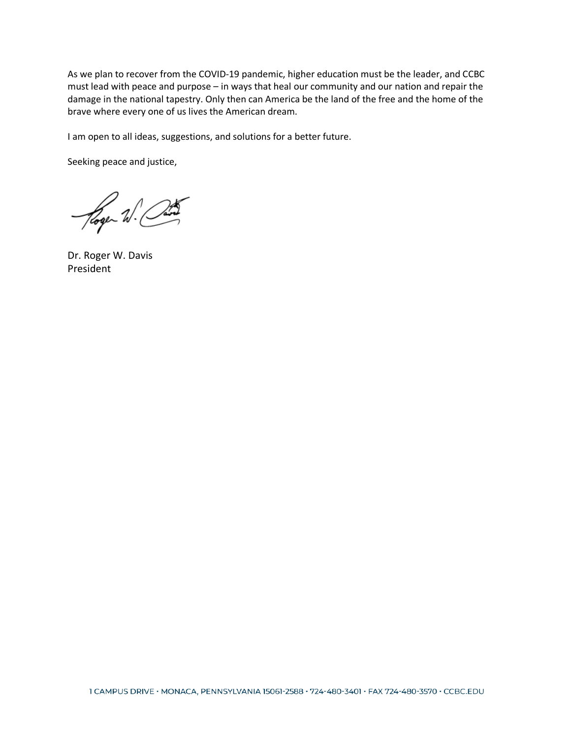As we plan to recover from the COVID-19 pandemic, higher education must be the leader, and CCBC must lead with peace and purpose – in ways that heal our community and our nation and repair the damage in the national tapestry. Only then can America be the land of the free and the home of the brave where every one of us lives the American dream.

I am open to all ideas, suggestions, and solutions for a better future.

Seeking peace and justice,

Dr. Roger W. Davis
President

1 CAMPUS DRIVE · MONACA, PENNSYLVANIA 15061-2588 · 724-480-3401 · FAX 724-480-3570 · CCBC.EDU